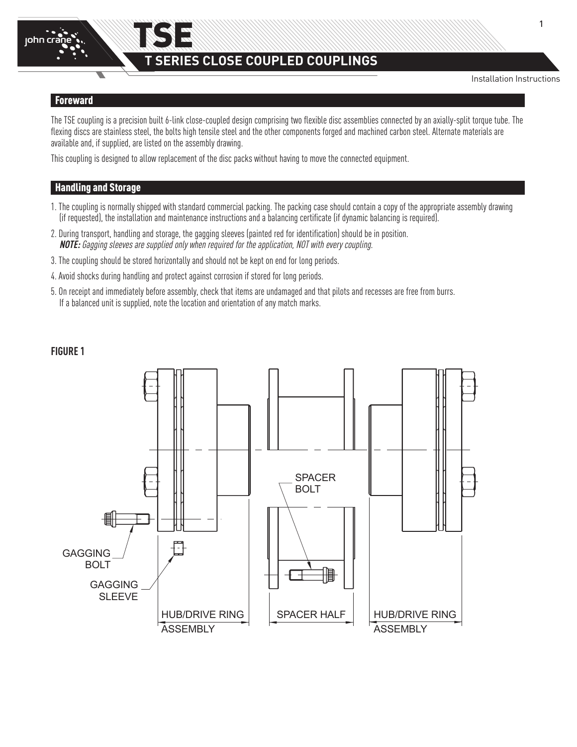# TSE

## T SERIES CLOSE COUPLED COUPLINGS

Installation Instructions

## Foreward

The TSE coupling is a precision built 6-link close-coupled design comprising two flexible disc assemblies connected by an axially-split torque tube. The flexing discs are stainless steel, the bolts high tensile steel and the other components forged and machined carbon steel. Alternate materials are available and, if supplied, are listed on the assembly drawing.

This coupling is designed to allow replacement of the disc packs without having to move the connected equipment.

## Handling and Storage

1. The coupling is normally shipped with standard commercial packing. The packing case should contain a copy of the appropriate assembly drawing (if requested), the installation and maintenance instructions and a balancing certificate (if dynamic balancing is required).
2. During transport, handling and storage, the gagging sleeves (painted red for identification) should be in position.
   ***NOTE:*** *Gagging sleeves are supplied only when required for the application, NOT with every coupling.*
3. The coupling should be stored horizontally and should not be kept on end for long periods.
4. Avoid shocks during handling and protect against corrosion if stored for long periods.
5. On receipt and immediately before assembly, check that items are undamaged and that pilots and recesses are free from burrs. If a balanced unit is supplied, note the location and orientation of any match marks.

**FIGURE 1**

GAGGING BOLT
GAGGING SLEEVE
SPACER BOLT
HUB/DRIVE RING ASSEMBLY
SPACER HALF
HUB/DRIVE RING ASSEMBLY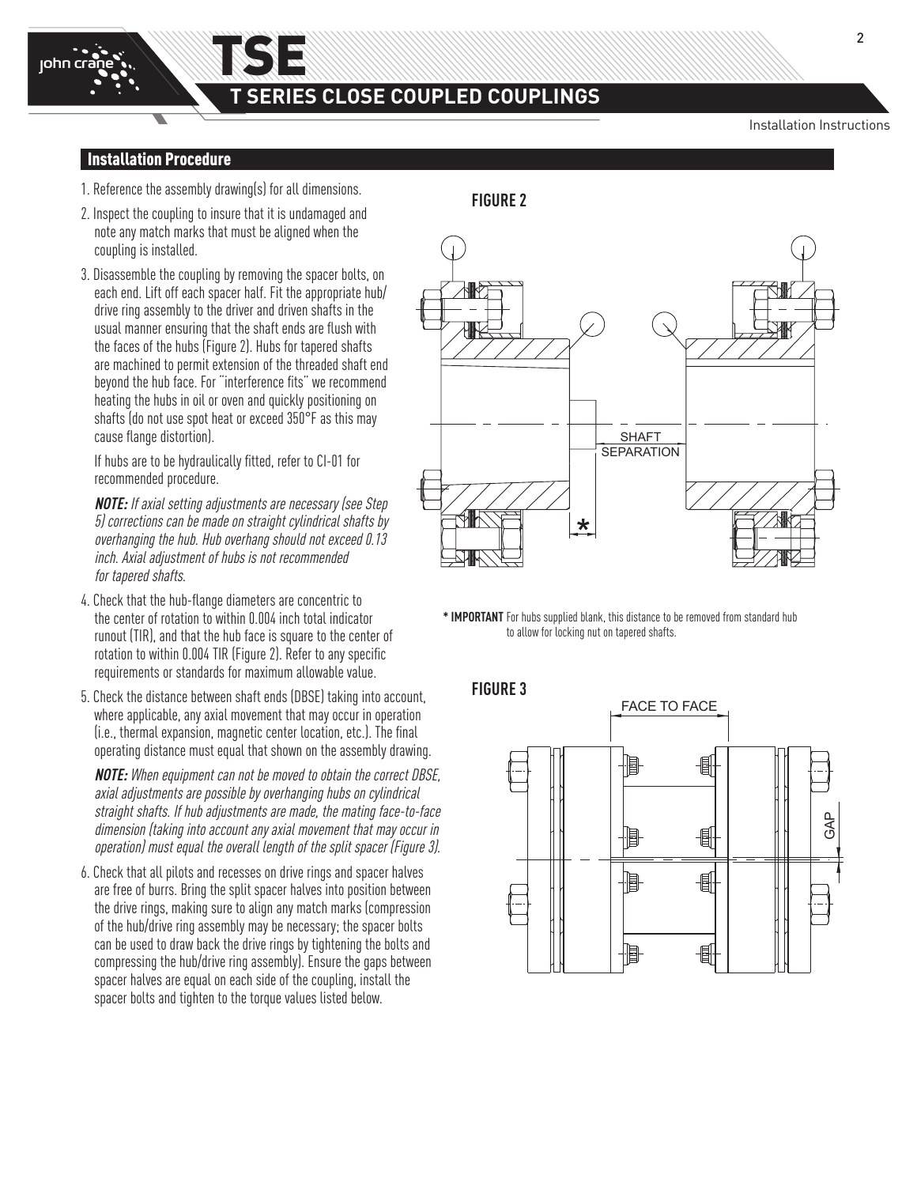## Installation Procedure

1. Reference the assembly drawing(s) for all dimensions.
2. Inspect the coupling to insure that it is undamaged and note any match marks that must be aligned when the coupling is installed.
3. Disassemble the coupling by removing the spacer bolts, on each end. Lift off each spacer half. Fit the appropriate hub/drive ring assembly to the driver and driven shafts in the usual manner ensuring that the shaft ends are flush with the faces of the hubs (Figure 2). Hubs for tapered shafts are machined to permit extension of the threaded shaft end beyond the hub face. For "interference fits" we recommend heating the hubs in oil or oven and quickly positioning on shafts (do not use spot heat or exceed 350°F as this may cause flange distortion).

   If hubs are to be hydraulically fitted, refer to CI-01 for recommended procedure.

   ***NOTE:*** *If axial setting adjustments are necessary (see Step 5) corrections can be made on straight cylindrical shafts by overhanging the hub. Hub overhang should not exceed 0.13 inch. Axial adjustment of hubs is not recommended for tapered shafts.*

4. Check that the hub-flange diameters are concentric to the center of rotation to within 0.004 inch total indicator runout (TIR), and that the hub face is square to the center of rotation to within 0.004 TIR (Figure 2). Refer to any specific requirements or standards for maximum allowable value.
5. Check the distance between shaft ends (DBSE) taking into account, where applicable, any axial movement that may occur in operation (i.e., thermal expansion, magnetic center location, etc.). The final operating distance must equal that shown on the assembly drawing.

   ***NOTE:*** *When equipment can not be moved to obtain the correct DBSE, axial adjustments are possible by overhanging hubs on cylindrical straight shafts. If hub adjustments are made, the mating face-to-face dimension (taking into account any axial movement that may occur in operation) must equal the overall length of the split spacer (Figure 3).*

6. Check that all pilots and recesses on drive rings and spacer halves are free of burrs. Bring the split spacer halves into position between the drive rings, making sure to align any match marks (compression of the hub/drive ring assembly may be necessary; the spacer bolts can be used to draw back the drive rings by tightening the bolts and compressing the hub/drive ring assembly). Ensure the gaps between spacer halves are equal on each side of the coupling, install the spacer bolts and tighten to the torque values listed below.

**FIGURE 2**

SHAFT SEPARATION

*

**\* IMPORTANT** For hubs supplied blank, this distance to be removed from standard hub to allow for locking nut on tapered shafts.

**FIGURE 3**

FACE TO FACE

GAP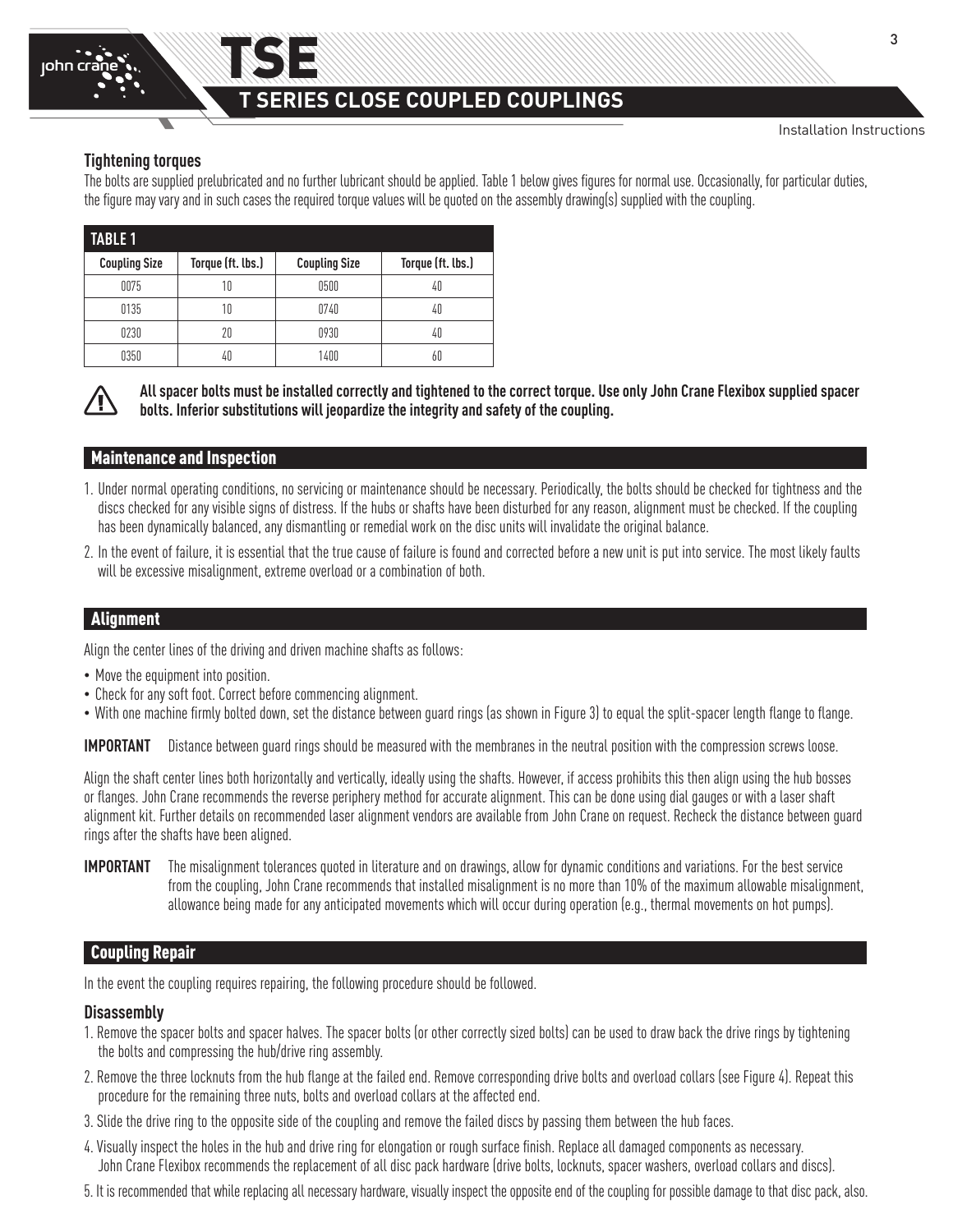## Tightening torques

The bolts are supplied prelubricated and no further lubricant should be applied. Table 1 below gives figures for normal use. Occasionally, for particular duties, the figure may vary and in such cases the required torque values will be quoted on the assembly drawing(s) supplied with the coupling.

**TABLE 1**

| Coupling Size | Torque (ft. lbs.) | Coupling Size | Torque (ft. lbs.) |
|---|---|---|---|
| 0075 | 10 | 0500 | 40 |
| 0135 | 10 | 0740 | 40 |
| 0230 | 20 | 0930 | 40 |
| 0350 | 40 | 1400 | 60 |

**All spacer bolts must be installed correctly and tightened to the correct torque. Use only John Crane Flexibox supplied spacer bolts. Inferior substitutions will jeopardize the integrity and safety of the coupling.**

## Maintenance and Inspection

1. Under normal operating conditions, no servicing or maintenance should be necessary. Periodically, the bolts should be checked for tightness and the discs checked for any visible signs of distress. If the hubs or shafts have been disturbed for any reason, alignment must be checked. If the coupling has been dynamically balanced, any dismantling or remedial work on the disc units will invalidate the original balance.
2. In the event of failure, it is essential that the true cause of failure is found and corrected before a new unit is put into service. The most likely faults will be excessive misalignment, extreme overload or a combination of both.

## Alignment

Align the center lines of the driving and driven machine shafts as follows:

- Move the equipment into position.
- Check for any soft foot. Correct before commencing alignment.
- With one machine firmly bolted down, set the distance between guard rings (as shown in Figure 3) to equal the split-spacer length flange to flange.

**IMPORTANT** Distance between guard rings should be measured with the membranes in the neutral position with the compression screws loose.

Align the shaft center lines both horizontally and vertically, ideally using the shafts. However, if access prohibits this then align using the hub bosses or flanges. John Crane recommends the reverse periphery method for accurate alignment. This can be done using dial gauges or with a laser shaft alignment kit. Further details on recommended laser alignment vendors are available from John Crane on request. Recheck the distance between guard rings after the shafts have been aligned.

**IMPORTANT** The misalignment tolerances quoted in literature and on drawings, allow for dynamic conditions and variations. For the best service from the coupling, John Crane recommends that installed misalignment is no more than 10% of the maximum allowable misalignment, allowance being made for any anticipated movements which will occur during operation (e.g., thermal movements on hot pumps).

## Coupling Repair

In the event the coupling requires repairing, the following procedure should be followed.

### Disassembly

1. Remove the spacer bolts and spacer halves. The spacer bolts (or other correctly sized bolts) can be used to draw back the drive rings by tightening the bolts and compressing the hub/drive ring assembly.
2. Remove the three locknuts from the hub flange at the failed end. Remove corresponding drive bolts and overload collars (see Figure 4). Repeat this procedure for the remaining three nuts, bolts and overload collars at the affected end.
3. Slide the drive ring to the opposite side of the coupling and remove the failed discs by passing them between the hub faces.
4. Visually inspect the holes in the hub and drive ring for elongation or rough surface finish. Replace all damaged components as necessary. John Crane Flexibox recommends the replacement of all disc pack hardware (drive bolts, locknuts, spacer washers, overload collars and discs).
5. It is recommended that while replacing all necessary hardware, visually inspect the opposite end of the coupling for possible damage to that disc pack, also.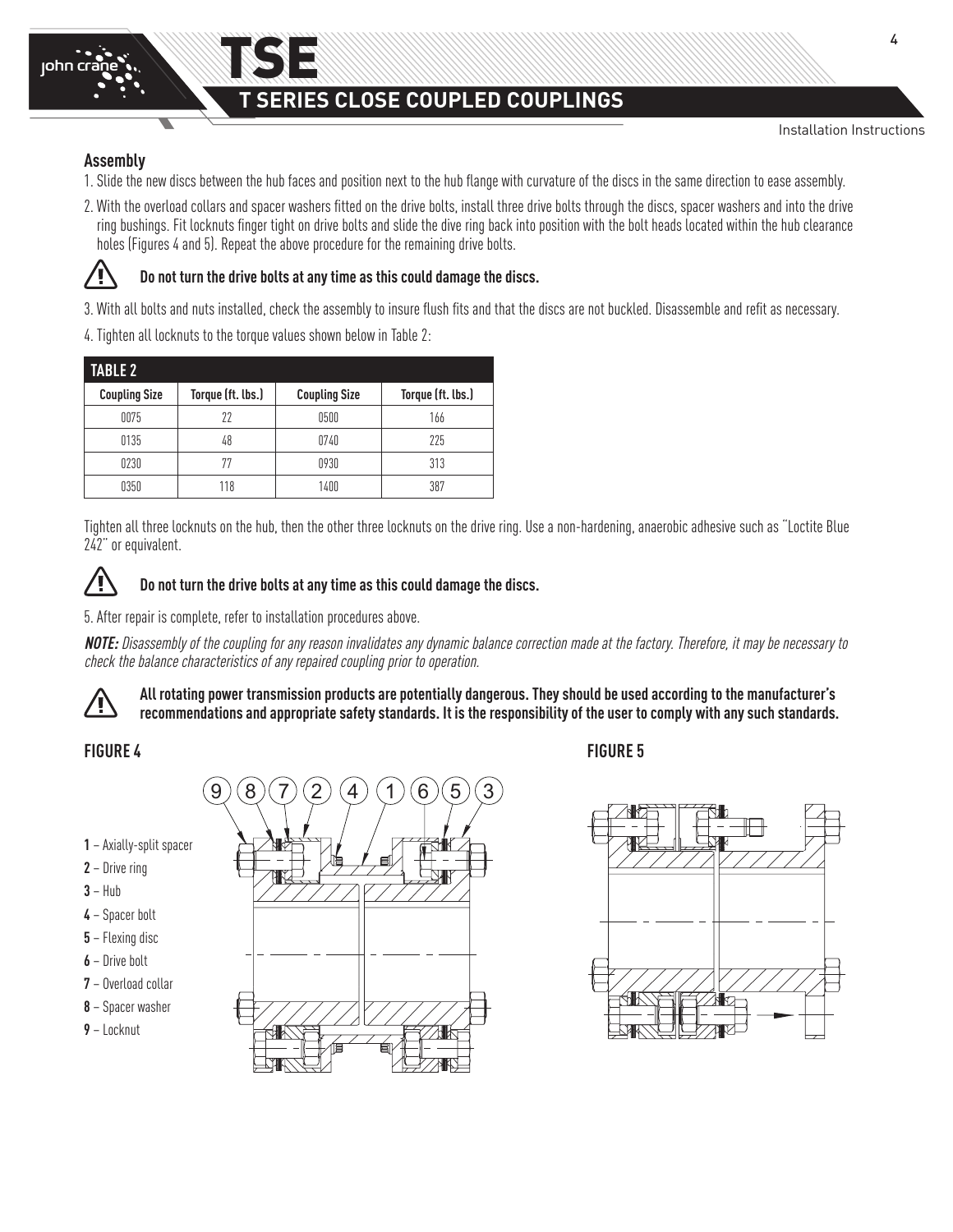## Assembly

1. Slide the new discs between the hub faces and position next to the hub flange with curvature of the discs in the same direction to ease assembly.
2. With the overload collars and spacer washers fitted on the drive bolts, install three drive bolts through the discs, spacer washers and into the drive ring bushings. Fit locknuts finger tight on drive bolts and slide the dive ring back into position with the bolt heads located within the hub clearance holes (Figures 4 and 5). Repeat the above procedure for the remaining drive bolts.

**Do not turn the drive bolts at any time as this could damage the discs.**

3. With all bolts and nuts installed, check the assembly to insure flush fits and that the discs are not buckled. Disassemble and refit as necessary.
4. Tighten all locknuts to the torque values shown below in Table 2:

**TABLE 2**

| Coupling Size | Torque (ft. lbs.) | Coupling Size | Torque (ft. lbs.) |
|---|---|---|---|
| 0075 | 22 | 0500 | 166 |
| 0135 | 48 | 0740 | 225 |
| 0230 | 77 | 0930 | 313 |
| 0350 | 118 | 1400 | 387 |

Tighten all three locknuts on the hub, then the other three locknuts on the drive ring. Use a non-hardening, anaerobic adhesive such as "Loctite Blue 242" or equivalent.

**Do not turn the drive bolts at any time as this could damage the discs.**

5. After repair is complete, refer to installation procedures above.

***NOTE:*** *Disassembly of the coupling for any reason invalidates any dynamic balance correction made at the factory. Therefore, it may be necessary to check the balance characteristics of any repaired coupling prior to operation.*

**All rotating power transmission products are potentially dangerous. They should be used according to the manufacturer's recommendations and appropriate safety standards. It is the responsibility of the user to comply with any such standards.**

**FIGURE 4**

**1** – Axially-split spacer
**2** – Drive ring
**3** – Hub
**4** – Spacer bolt
**5** – Flexing disc
**6** – Drive bolt
**7** – Overload collar
**8** – Spacer washer
**9** – Locknut

**FIGURE 5**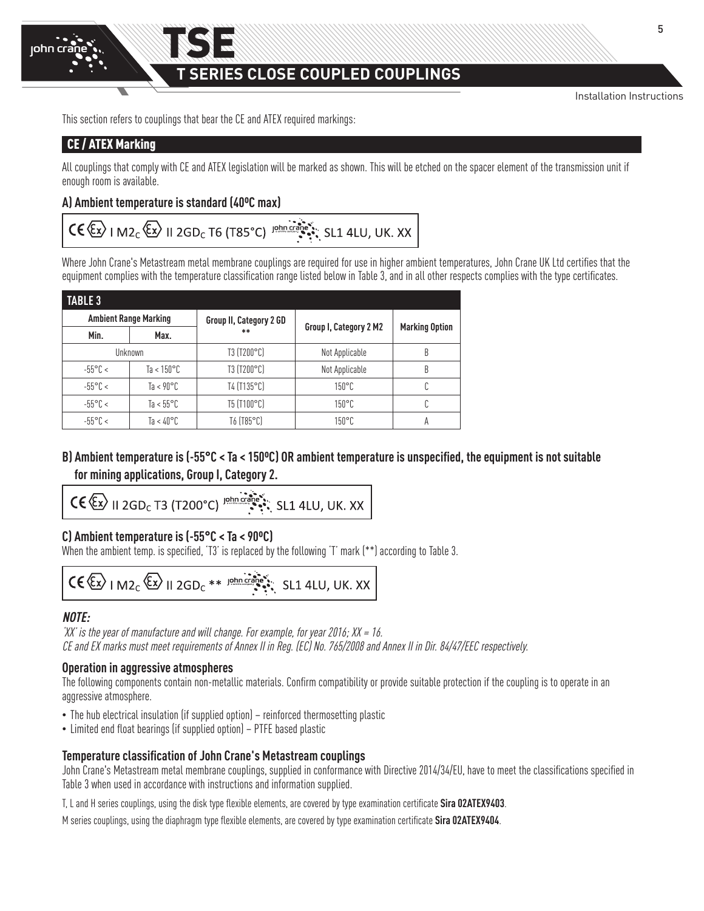This section refers to couplings that bear the CE and ATEX required markings:

## CE / ATEX Marking

All couplings that comply with CE and ATEX legislation will be marked as shown. This will be etched on the spacer element of the transmission unit if enough room is available.

### A) Ambient temperature is standard (40ºC max)

CE Ex I $M2_C$ Ex II $2GD_C$ T6 (T85°C) john crane SL1 4LU, UK. XX

Where John Crane's Metastream metal membrane couplings are required for use in higher ambient temperatures, John Crane UK Ltd certifies that the equipment complies with the temperature classification range listed below in Table 3, and in all other respects complies with the type certificates.

**TABLE 3**

| Ambient Range Marking | | Group II, Category 2 GD ** | Group I, Category 2 M2 | Marking Option |
|---|---|---|---|---|
| Min. | Max. | | | |
| Unknown | | T3 (T200°C) | Not Applicable | B |
| -55°C < | Ta < 150°C | T3 (T200°C) | Not Applicable | B |
| -55°C < | Ta < 90°C | T4 (T135°C) | 150°C | C |
| -55°C < | Ta < 55°C | T5 (T100°C) | 150°C | C |
| -55°C < | Ta < 40°C | T6 (T85°C) | 150°C | A |

### B) Ambient temperature is (-55°C < Ta < 150ºC) OR ambient temperature is unspecified, the equipment is not suitable for mining applications, Group I, Category 2.

CE Ex II $2GD_C$ T3 (T200°C) john crane SL1 4LU, UK. XX

### C) Ambient temperature is (-55°C < Ta < 90ºC)

When the ambient temp. is specified, 'T3' is replaced by the following 'T' mark (**) according to Table 3.

CE Ex I $M2_C$ Ex II $2GD_C$ ** john crane SL1 4LU, UK. XX

***NOTE:***

*'XX' is the year of manufacture and will change. For example, for year 2016; XX = 16.*
*CE and EX marks must meet requirements of Annex II in Reg. (EC) No. 765/2008 and Annex II in Dir. 84/47/EEC respectively.*

### Operation in aggressive atmospheres

The following components contain non-metallic materials. Confirm compatibility or provide suitable protection if the coupling is to operate in an aggressive atmosphere.

- The hub electrical insulation (if supplied option) – reinforced thermosetting plastic
- Limited end float bearings (if supplied option) – PTFE based plastic

### Temperature classification of John Crane's Metastream couplings

John Crane's Metastream metal membrane couplings, supplied in conformance with Directive 2014/34/EU, have to meet the classifications specified in Table 3 when used in accordance with instructions and information supplied.

T, L and H series couplings, using the disk type flexible elements, are covered by type examination certificate **Sira 02ATEX9403**.

M series couplings, using the diaphragm type flexible elements, are covered by type examination certificate **Sira 02ATEX9404**.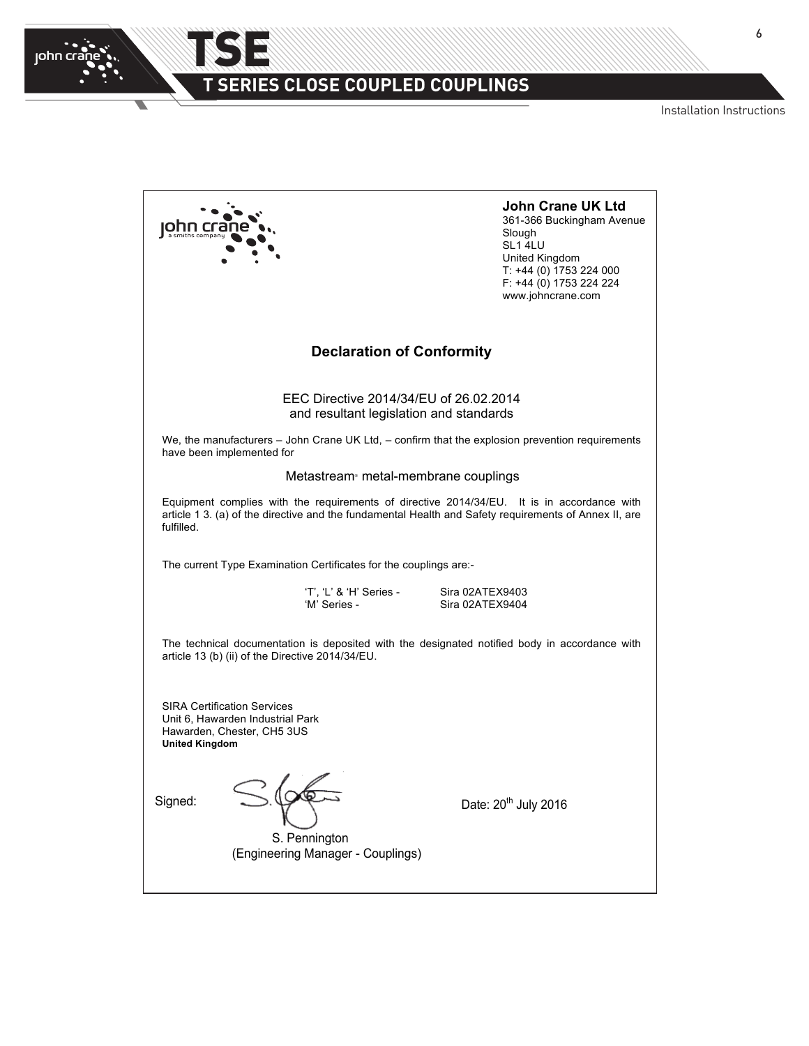**John Crane UK Ltd**
361-366 Buckingham Avenue
Slough
SL1 4LU
United Kingdom
T: +44 (0) 1753 224 000
F: +44 (0) 1753 224 224
www.johncrane.com

## Declaration of Conformity

EEC Directive 2014/34/EU of 26.02.2014
and resultant legislation and standards

We, the manufacturers – John Crane UK Ltd, – confirm that the explosion prevention requirements have been implemented for

Metastream® metal-membrane couplings

Equipment complies with the requirements of directive 2014/34/EU. It is in accordance with article 1 3. (a) of the directive and the fundamental Health and Safety requirements of Annex II, are fulfilled.

The current Type Examination Certificates for the couplings are:-

| | |
|---|---|
| 'T', 'L' & 'H' Series - | Sira 02ATEX9403 |
| 'M' Series - | Sira 02ATEX9404 |

The technical documentation is deposited with the designated notified body in accordance with article 13 (b) (ii) of the Directive 2014/34/EU.

SIRA Certification Services
Unit 6, Hawarden Industrial Park
Hawarden, Chester, CH5 3US
**United Kingdom**

Signed:

S. Pennington
(Engineering Manager - Couplings)

Date: 20th July 2016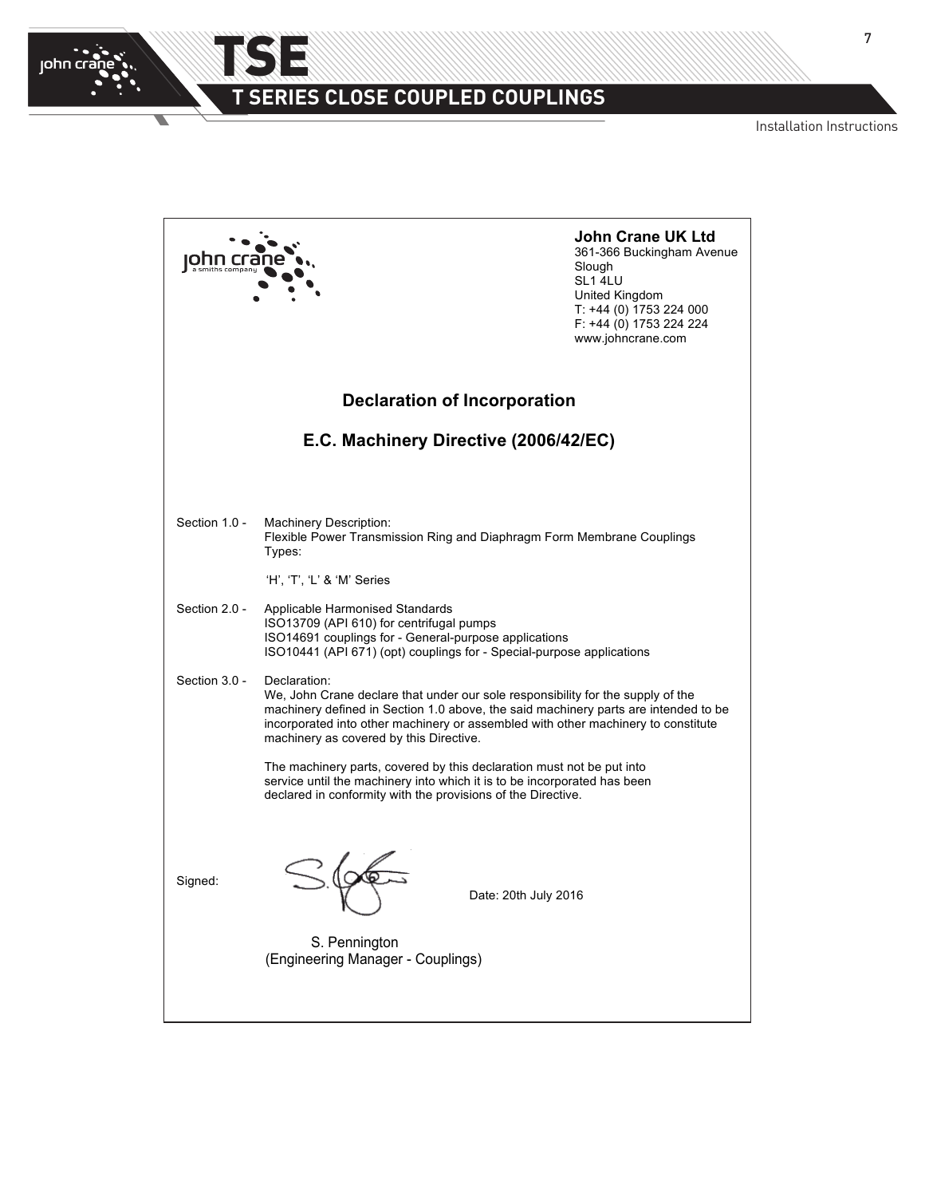**John Crane UK Ltd**
361-366 Buckingham Avenue
Slough
SL1 4LU
United Kingdom
T: +44 (0) 1753 224 000
F: +44 (0) 1753 224 224
www.johncrane.com

## Declaration of Incorporation

## E.C. Machinery Directive (2006/42/EC)

Section 1.0 - Machinery Description:
Flexible Power Transmission Ring and Diaphragm Form Membrane Couplings
Types:

'H', 'T', 'L' & 'M' Series

Section 2.0 - Applicable Harmonised Standards
ISO13709 (API 610) for centrifugal pumps
ISO14691 couplings for - General-purpose applications
ISO10441 (API 671) (opt) couplings for - Special-purpose applications

Section 3.0 - Declaration:
We, John Crane declare that under our sole responsibility for the supply of the machinery defined in Section 1.0 above, the said machinery parts are intended to be incorporated into other machinery or assembled with other machinery to constitute machinery as covered by this Directive.

The machinery parts, covered by this declaration must not be put into service until the machinery into which it is to be incorporated has been declared in conformity with the provisions of the Directive.

Signed:

Date: 20th July 2016

S. Pennington
(Engineering Manager - Couplings)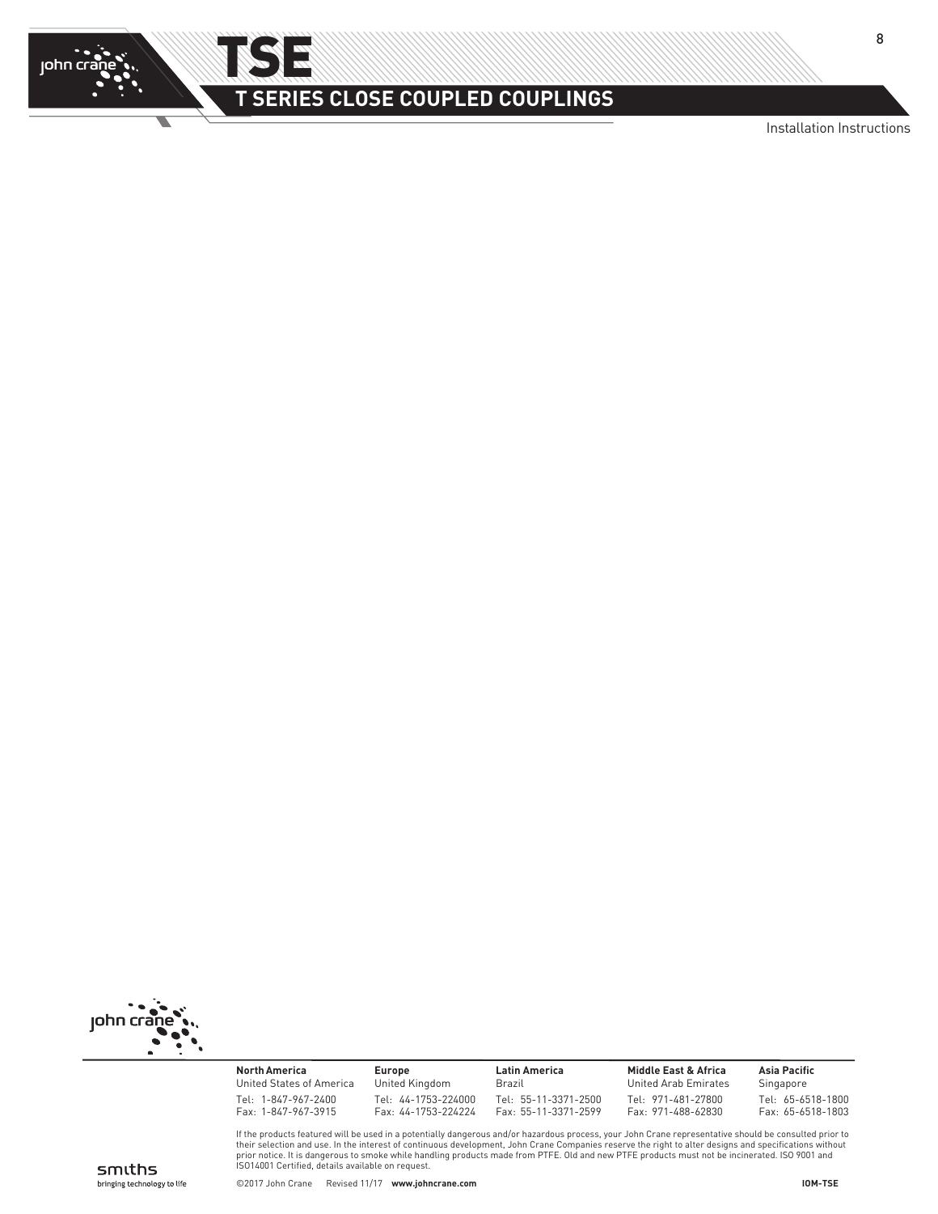| North America | Europe | Latin America | Middle East & Africa | Asia Pacific |
| --- | --- | --- | --- | --- |
| United States of America | United Kingdom | Brazil | United Arab Emirates | Singapore |
| Tel: 1-847-967-2400 | Tel: 44-1753-224000 | Tel: 55-11-3371-2500 | Tel: 971-481-27800 | Tel: 65-6518-1800 |
| Fax: 1-847-967-3915 | Fax: 44-1753-224224 | Fax: 55-11-3371-2599 | Fax: 971-488-62830 | Fax: 65-6518-1803 |

If the products featured will be used in a potentially dangerous and/or hazardous process, your John Crane representative should be consulted prior to their selection and use. In the interest of continuous development, John Crane Companies reserve the right to alter designs and specifications without prior notice. It is dangerous to smoke while handling products made from PTFE. Old and new PTFE products must not be incinerated. ISO 9001 and ISO14001 Certified, details available on request.

smiths
bringing technology to life

©2017 John Crane Revised 11/17 **www.johncrane.com** **IOM-TSE**